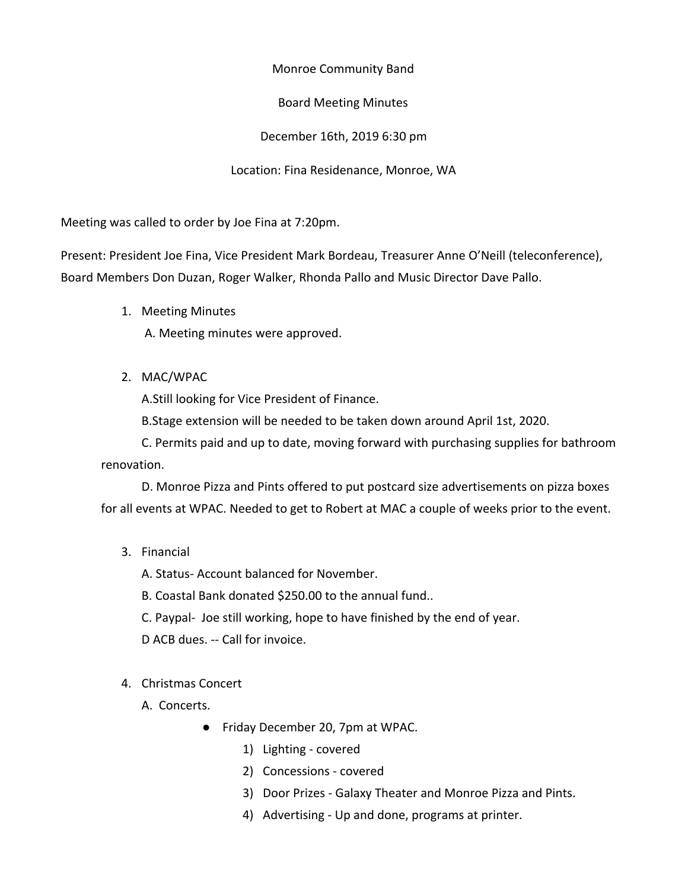Monroe Community Band

Board Meeting Minutes

December 16th, 2019 6:30 pm

Location: Fina Residenance, Monroe, WA

Meeting was called to order by Joe Fina at 7:20pm.

Present: President Joe Fina, Vice President Mark Bordeau, Treasurer Anne O'Neill (teleconference), Board Members Don Duzan, Roger Walker, Rhonda Pallo and Music Director Dave Pallo.

1. Meeting Minutes
   A. Meeting minutes were approved.

2. MAC/WPAC
   A.Still looking for Vice President of Finance.
   B.Stage extension will be needed to be taken down around April 1st, 2020.
   C. Permits paid and up to date, moving forward with purchasing supplies for bathroom renovation.
   D. Monroe Pizza and Pints offered to put postcard size advertisements on pizza boxes for all events at WPAC. Needed to get to Robert at MAC a couple of weeks prior to the event.

3. Financial
   A. Status- Account balanced for November.
   B. Coastal Bank donated $250.00 to the annual fund..
   C. Paypal- Joe still working, hope to have finished by the end of year.
   D ACB dues. -- Call for invoice.

4. Christmas Concert
   A. Concerts.
      - Friday December 20, 7pm at WPAC.
        1) Lighting - covered
        2) Concessions - covered
        3) Door Prizes - Galaxy Theater and Monroe Pizza and Pints.
        4) Advertising - Up and done, programs at printer.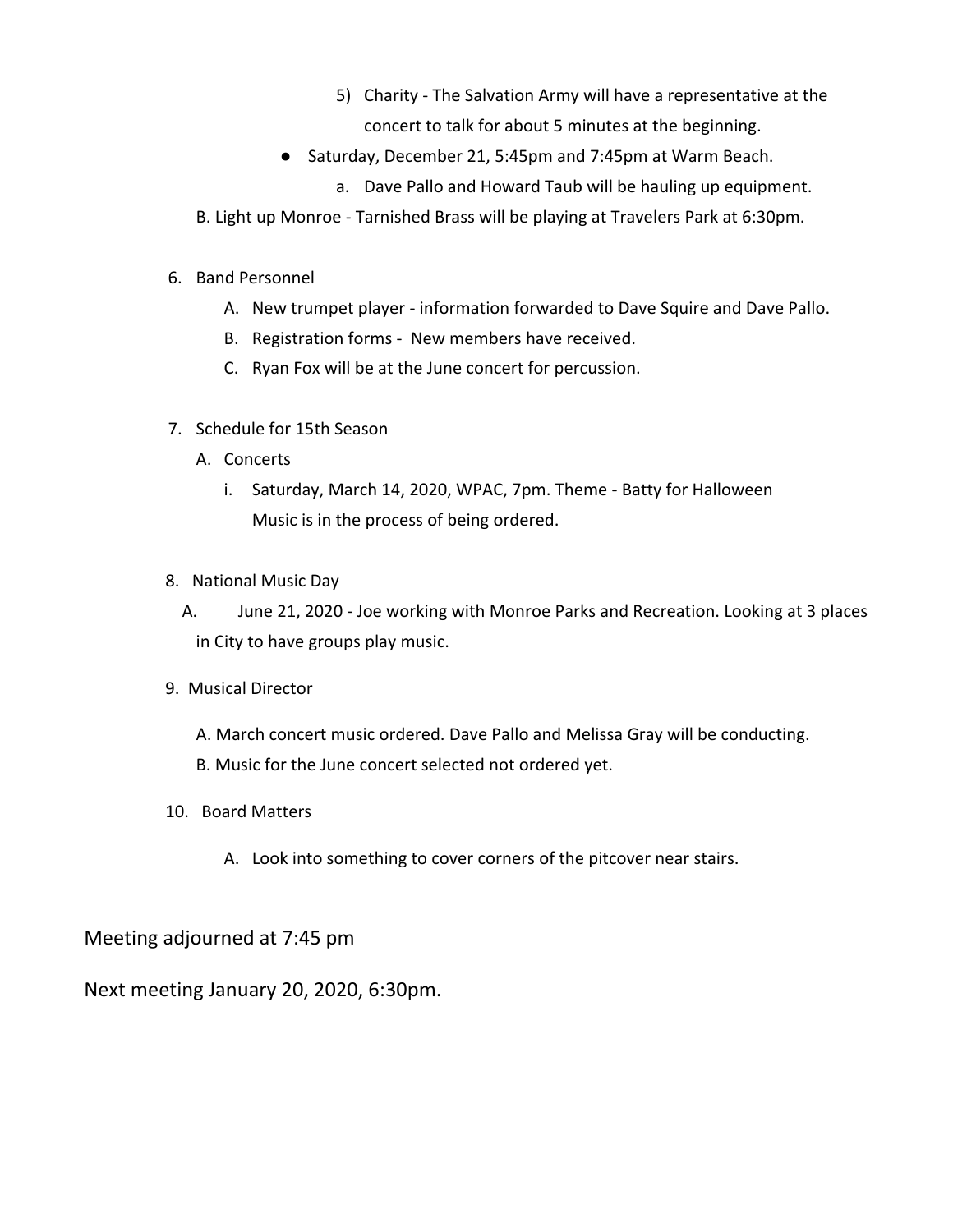5) Charity - The Salvation Army will have a representative at the concert to talk for about 5 minutes at the beginning.

- Saturday, December 21, 5:45pm and 7:45pm at Warm Beach.
    a. Dave Pallo and Howard Taub will be hauling up equipment.

B. Light up Monroe - Tarnished Brass will be playing at Travelers Park at 6:30pm.

6. Band Personnel
    A. New trumpet player - information forwarded to Dave Squire and Dave Pallo.
    B. Registration forms - New members have received.
    C. Ryan Fox will be at the June concert for percussion.

7. Schedule for 15th Season
    A. Concerts
        i. Saturday, March 14, 2020, WPAC, 7pm. Theme - Batty for Halloween
           Music is in the process of being ordered.

8. National Music Day
    A. June 21, 2020 - Joe working with Monroe Parks and Recreation. Looking at 3 places in City to have groups play music.

9. Musical Director
    A. March concert music ordered. Dave Pallo and Melissa Gray will be conducting.
    B. Music for the June concert selected not ordered yet.

10. Board Matters
    A. Look into something to cover corners of the pitcover near stairs.

Meeting adjourned at 7:45 pm

Next meeting January 20, 2020, 6:30pm.